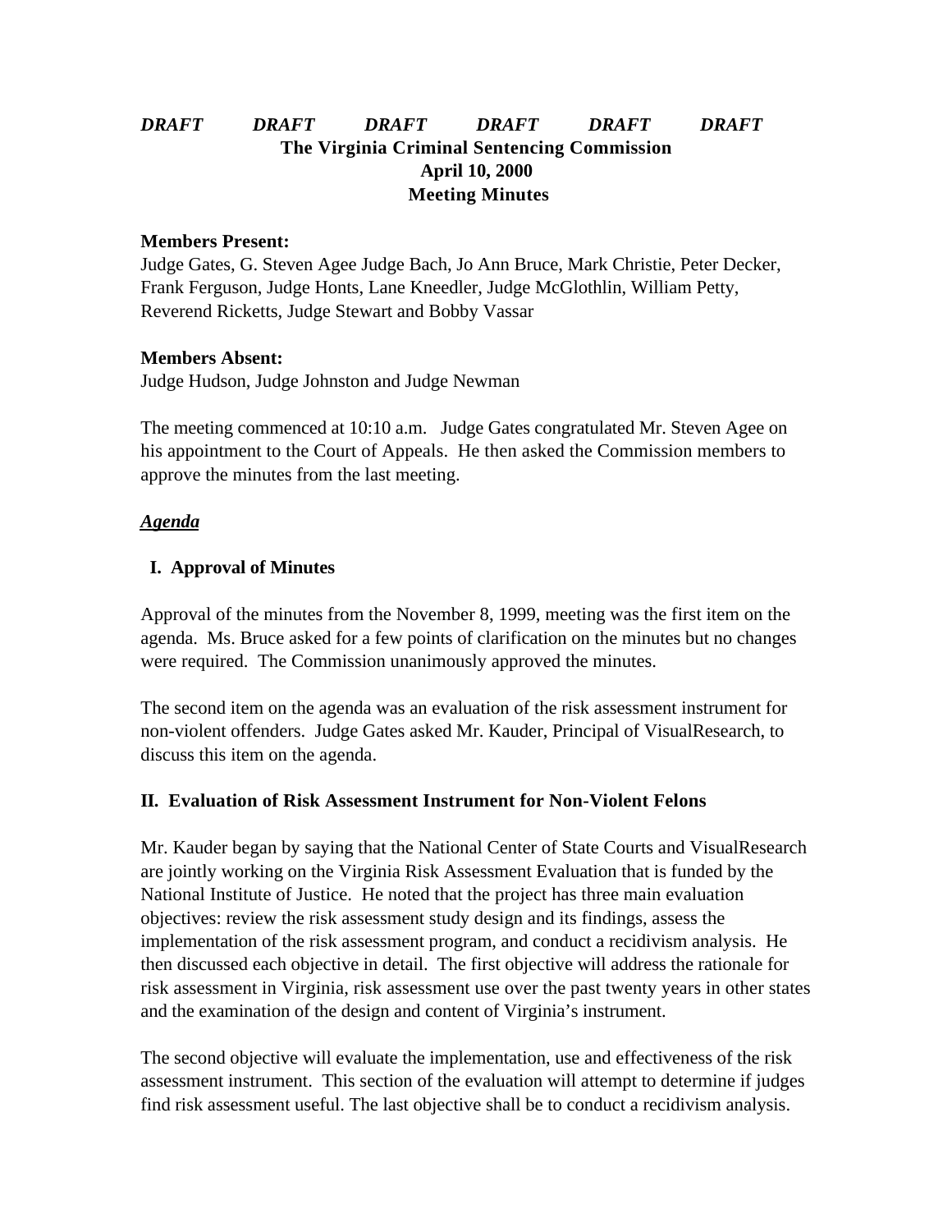***DRAFT DRAFT DRAFT DRAFT DRAFT DRAFT***

**The Virginia Criminal Sentencing Commission**
**April 10, 2000**
**Meeting Minutes**

**Members Present:**
Judge Gates, G. Steven Agee Judge Bach, Jo Ann Bruce, Mark Christie, Peter Decker, Frank Ferguson, Judge Honts, Lane Kneedler, Judge McGlothlin, William Petty, Reverend Ricketts, Judge Stewart and Bobby Vassar

**Members Absent:**
Judge Hudson, Judge Johnston and Judge Newman

The meeting commenced at 10:10 a.m. Judge Gates congratulated Mr. Steven Agee on his appointment to the Court of Appeals. He then asked the Commission members to approve the minutes from the last meeting.

***Agenda***

**I. Approval of Minutes**

Approval of the minutes from the November 8, 1999, meeting was the first item on the agenda. Ms. Bruce asked for a few points of clarification on the minutes but no changes were required. The Commission unanimously approved the minutes.

The second item on the agenda was an evaluation of the risk assessment instrument for non-violent offenders. Judge Gates asked Mr. Kauder, Principal of VisualResearch, to discuss this item on the agenda.

**II. Evaluation of Risk Assessment Instrument for Non-Violent Felons**

Mr. Kauder began by saying that the National Center of State Courts and VisualResearch are jointly working on the Virginia Risk Assessment Evaluation that is funded by the National Institute of Justice. He noted that the project has three main evaluation objectives: review the risk assessment study design and its findings, assess the implementation of the risk assessment program, and conduct a recidivism analysis. He then discussed each objective in detail. The first objective will address the rationale for risk assessment in Virginia, risk assessment use over the past twenty years in other states and the examination of the design and content of Virginia's instrument.

The second objective will evaluate the implementation, use and effectiveness of the risk assessment instrument. This section of the evaluation will attempt to determine if judges find risk assessment useful. The last objective shall be to conduct a recidivism analysis.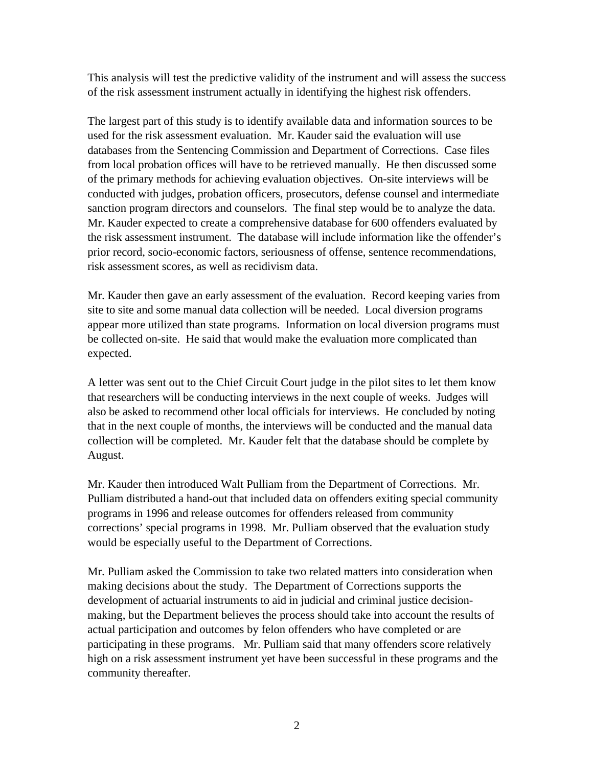This analysis will test the predictive validity of the instrument and will assess the success of the risk assessment instrument actually in identifying the highest risk offenders.

The largest part of this study is to identify available data and information sources to be used for the risk assessment evaluation. Mr. Kauder said the evaluation will use databases from the Sentencing Commission and Department of Corrections. Case files from local probation offices will have to be retrieved manually. He then discussed some of the primary methods for achieving evaluation objectives. On-site interviews will be conducted with judges, probation officers, prosecutors, defense counsel and intermediate sanction program directors and counselors. The final step would be to analyze the data. Mr. Kauder expected to create a comprehensive database for 600 offenders evaluated by the risk assessment instrument. The database will include information like the offender's prior record, socio-economic factors, seriousness of offense, sentence recommendations, risk assessment scores, as well as recidivism data.

Mr. Kauder then gave an early assessment of the evaluation. Record keeping varies from site to site and some manual data collection will be needed. Local diversion programs appear more utilized than state programs. Information on local diversion programs must be collected on-site. He said that would make the evaluation more complicated than expected.

A letter was sent out to the Chief Circuit Court judge in the pilot sites to let them know that researchers will be conducting interviews in the next couple of weeks. Judges will also be asked to recommend other local officials for interviews. He concluded by noting that in the next couple of months, the interviews will be conducted and the manual data collection will be completed. Mr. Kauder felt that the database should be complete by August.

Mr. Kauder then introduced Walt Pulliam from the Department of Corrections. Mr. Pulliam distributed a hand-out that included data on offenders exiting special community programs in 1996 and release outcomes for offenders released from community corrections' special programs in 1998. Mr. Pulliam observed that the evaluation study would be especially useful to the Department of Corrections.

Mr. Pulliam asked the Commission to take two related matters into consideration when making decisions about the study. The Department of Corrections supports the development of actuarial instruments to aid in judicial and criminal justice decision-making, but the Department believes the process should take into account the results of actual participation and outcomes by felon offenders who have completed or are participating in these programs. Mr. Pulliam said that many offenders score relatively high on a risk assessment instrument yet have been successful in these programs and the community thereafter.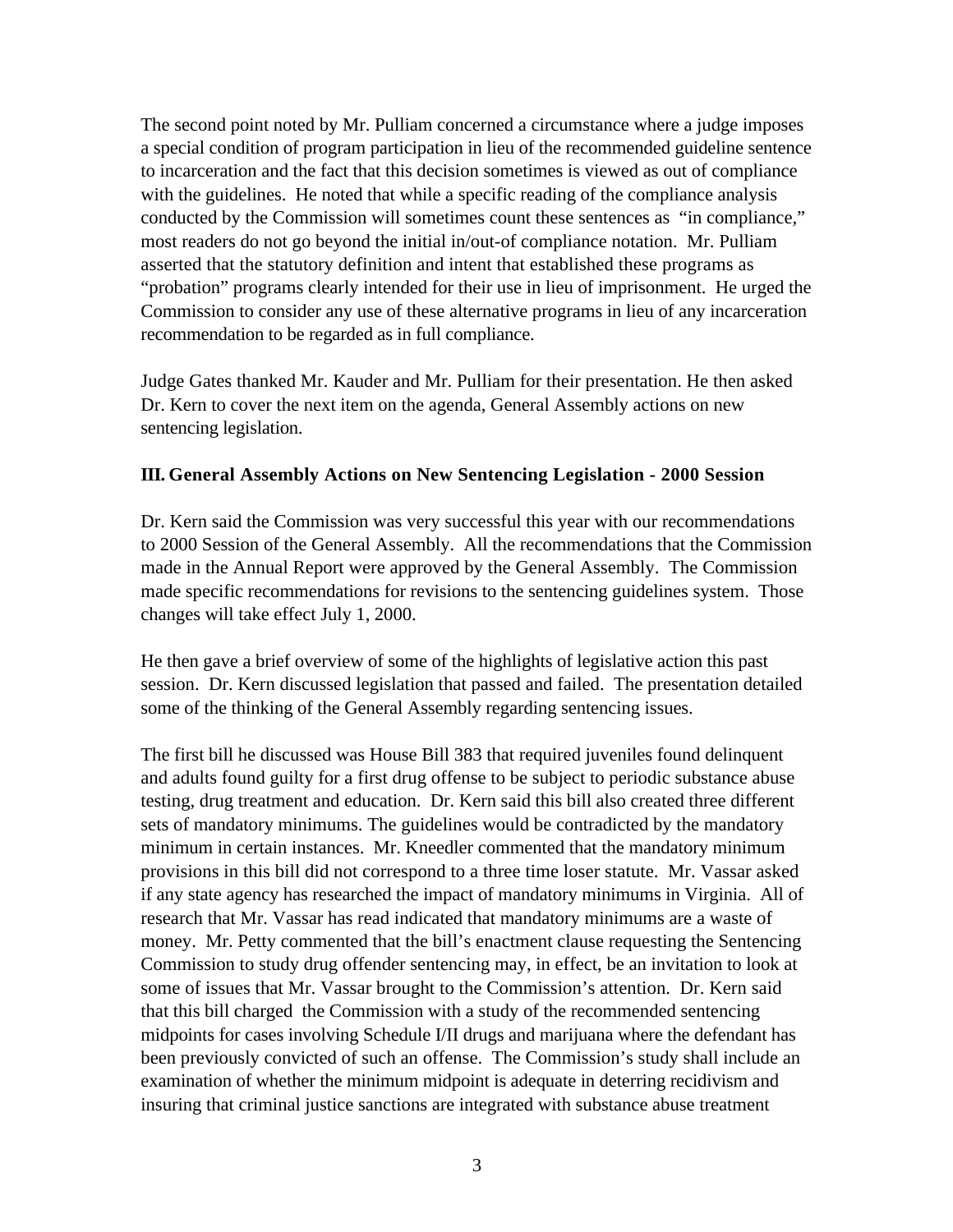The second point noted by Mr. Pulliam concerned a circumstance where a judge imposes a special condition of program participation in lieu of the recommended guideline sentence to incarceration and the fact that this decision sometimes is viewed as out of compliance with the guidelines. He noted that while a specific reading of the compliance analysis conducted by the Commission will sometimes count these sentences as "in compliance," most readers do not go beyond the initial in/out-of compliance notation. Mr. Pulliam asserted that the statutory definition and intent that established these programs as "probation" programs clearly intended for their use in lieu of imprisonment. He urged the Commission to consider any use of these alternative programs in lieu of any incarceration recommendation to be regarded as in full compliance.

Judge Gates thanked Mr. Kauder and Mr. Pulliam for their presentation. He then asked Dr. Kern to cover the next item on the agenda, General Assembly actions on new sentencing legislation.

## III. General Assembly Actions on New Sentencing Legislation - 2000 Session

Dr. Kern said the Commission was very successful this year with our recommendations to 2000 Session of the General Assembly. All the recommendations that the Commission made in the Annual Report were approved by the General Assembly. The Commission made specific recommendations for revisions to the sentencing guidelines system. Those changes will take effect July 1, 2000.

He then gave a brief overview of some of the highlights of legislative action this past session. Dr. Kern discussed legislation that passed and failed. The presentation detailed some of the thinking of the General Assembly regarding sentencing issues.

The first bill he discussed was House Bill 383 that required juveniles found delinquent and adults found guilty for a first drug offense to be subject to periodic substance abuse testing, drug treatment and education. Dr. Kern said this bill also created three different sets of mandatory minimums. The guidelines would be contradicted by the mandatory minimum in certain instances. Mr. Kneedler commented that the mandatory minimum provisions in this bill did not correspond to a three time loser statute. Mr. Vassar asked if any state agency has researched the impact of mandatory minimums in Virginia. All of research that Mr. Vassar has read indicated that mandatory minimums are a waste of money. Mr. Petty commented that the bill's enactment clause requesting the Sentencing Commission to study drug offender sentencing may, in effect, be an invitation to look at some of issues that Mr. Vassar brought to the Commission's attention. Dr. Kern said that this bill charged the Commission with a study of the recommended sentencing midpoints for cases involving Schedule I/II drugs and marijuana where the defendant has been previously convicted of such an offense. The Commission's study shall include an examination of whether the minimum midpoint is adequate in deterring recidivism and insuring that criminal justice sanctions are integrated with substance abuse treatment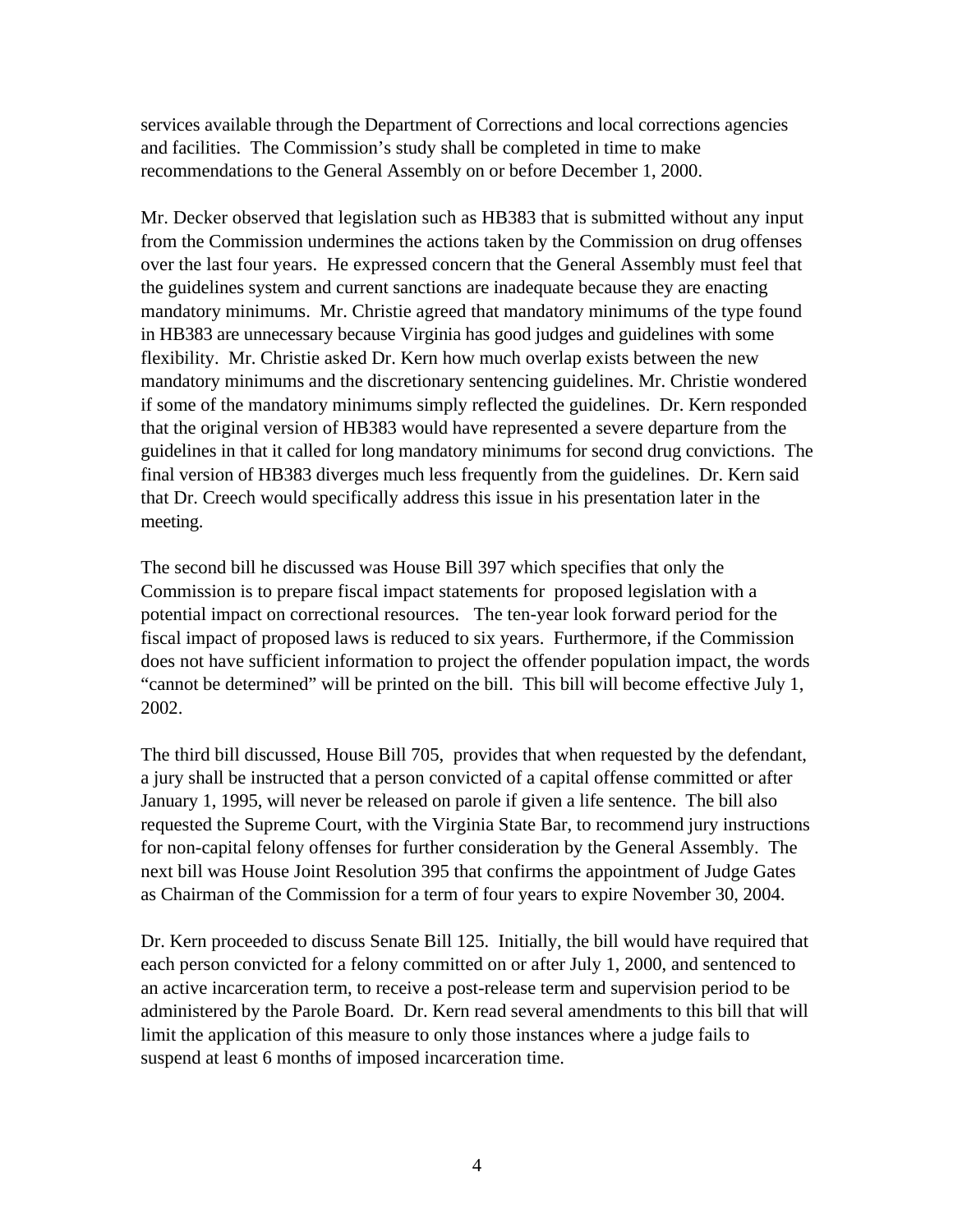services available through the Department of Corrections and local corrections agencies and facilities. The Commission's study shall be completed in time to make recommendations to the General Assembly on or before December 1, 2000.

Mr. Decker observed that legislation such as HB383 that is submitted without any input from the Commission undermines the actions taken by the Commission on drug offenses over the last four years. He expressed concern that the General Assembly must feel that the guidelines system and current sanctions are inadequate because they are enacting mandatory minimums. Mr. Christie agreed that mandatory minimums of the type found in HB383 are unnecessary because Virginia has good judges and guidelines with some flexibility. Mr. Christie asked Dr. Kern how much overlap exists between the new mandatory minimums and the discretionary sentencing guidelines. Mr. Christie wondered if some of the mandatory minimums simply reflected the guidelines. Dr. Kern responded that the original version of HB383 would have represented a severe departure from the guidelines in that it called for long mandatory minimums for second drug convictions. The final version of HB383 diverges much less frequently from the guidelines. Dr. Kern said that Dr. Creech would specifically address this issue in his presentation later in the meeting.

The second bill he discussed was House Bill 397 which specifies that only the Commission is to prepare fiscal impact statements for proposed legislation with a potential impact on correctional resources. The ten-year look forward period for the fiscal impact of proposed laws is reduced to six years. Furthermore, if the Commission does not have sufficient information to project the offender population impact, the words "cannot be determined" will be printed on the bill. This bill will become effective July 1, 2002.

The third bill discussed, House Bill 705, provides that when requested by the defendant, a jury shall be instructed that a person convicted of a capital offense committed or after January 1, 1995, will never be released on parole if given a life sentence. The bill also requested the Supreme Court, with the Virginia State Bar, to recommend jury instructions for non-capital felony offenses for further consideration by the General Assembly. The next bill was House Joint Resolution 395 that confirms the appointment of Judge Gates as Chairman of the Commission for a term of four years to expire November 30, 2004.

Dr. Kern proceeded to discuss Senate Bill 125. Initially, the bill would have required that each person convicted for a felony committed on or after July 1, 2000, and sentenced to an active incarceration term, to receive a post-release term and supervision period to be administered by the Parole Board. Dr. Kern read several amendments to this bill that will limit the application of this measure to only those instances where a judge fails to suspend at least 6 months of imposed incarceration time.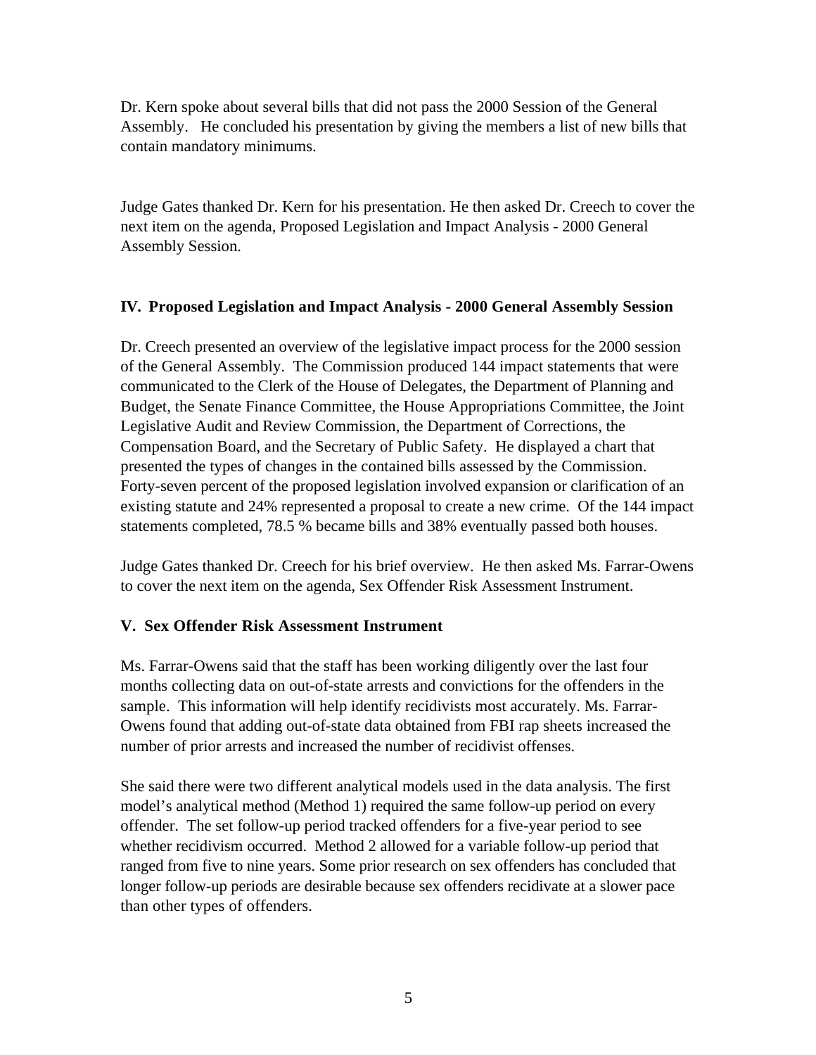Dr. Kern spoke about several bills that did not pass the 2000 Session of the General Assembly. He concluded his presentation by giving the members a list of new bills that contain mandatory minimums.

Judge Gates thanked Dr. Kern for his presentation. He then asked Dr. Creech to cover the next item on the agenda, Proposed Legislation and Impact Analysis - 2000 General Assembly Session.

## IV. Proposed Legislation and Impact Analysis - 2000 General Assembly Session

Dr. Creech presented an overview of the legislative impact process for the 2000 session of the General Assembly. The Commission produced 144 impact statements that were communicated to the Clerk of the House of Delegates, the Department of Planning and Budget, the Senate Finance Committee, the House Appropriations Committee, the Joint Legislative Audit and Review Commission, the Department of Corrections, the Compensation Board, and the Secretary of Public Safety. He displayed a chart that presented the types of changes in the contained bills assessed by the Commission. Forty-seven percent of the proposed legislation involved expansion or clarification of an existing statute and 24% represented a proposal to create a new crime. Of the 144 impact statements completed, 78.5 % became bills and 38% eventually passed both houses.

Judge Gates thanked Dr. Creech for his brief overview. He then asked Ms. Farrar-Owens to cover the next item on the agenda, Sex Offender Risk Assessment Instrument.

## V. Sex Offender Risk Assessment Instrument

Ms. Farrar-Owens said that the staff has been working diligently over the last four months collecting data on out-of-state arrests and convictions for the offenders in the sample. This information will help identify recidivists most accurately. Ms. Farrar-Owens found that adding out-of-state data obtained from FBI rap sheets increased the number of prior arrests and increased the number of recidivist offenses.

She said there were two different analytical models used in the data analysis. The first model's analytical method (Method 1) required the same follow-up period on every offender. The set follow-up period tracked offenders for a five-year period to see whether recidivism occurred. Method 2 allowed for a variable follow-up period that ranged from five to nine years. Some prior research on sex offenders has concluded that longer follow-up periods are desirable because sex offenders recidivate at a slower pace than other types of offenders.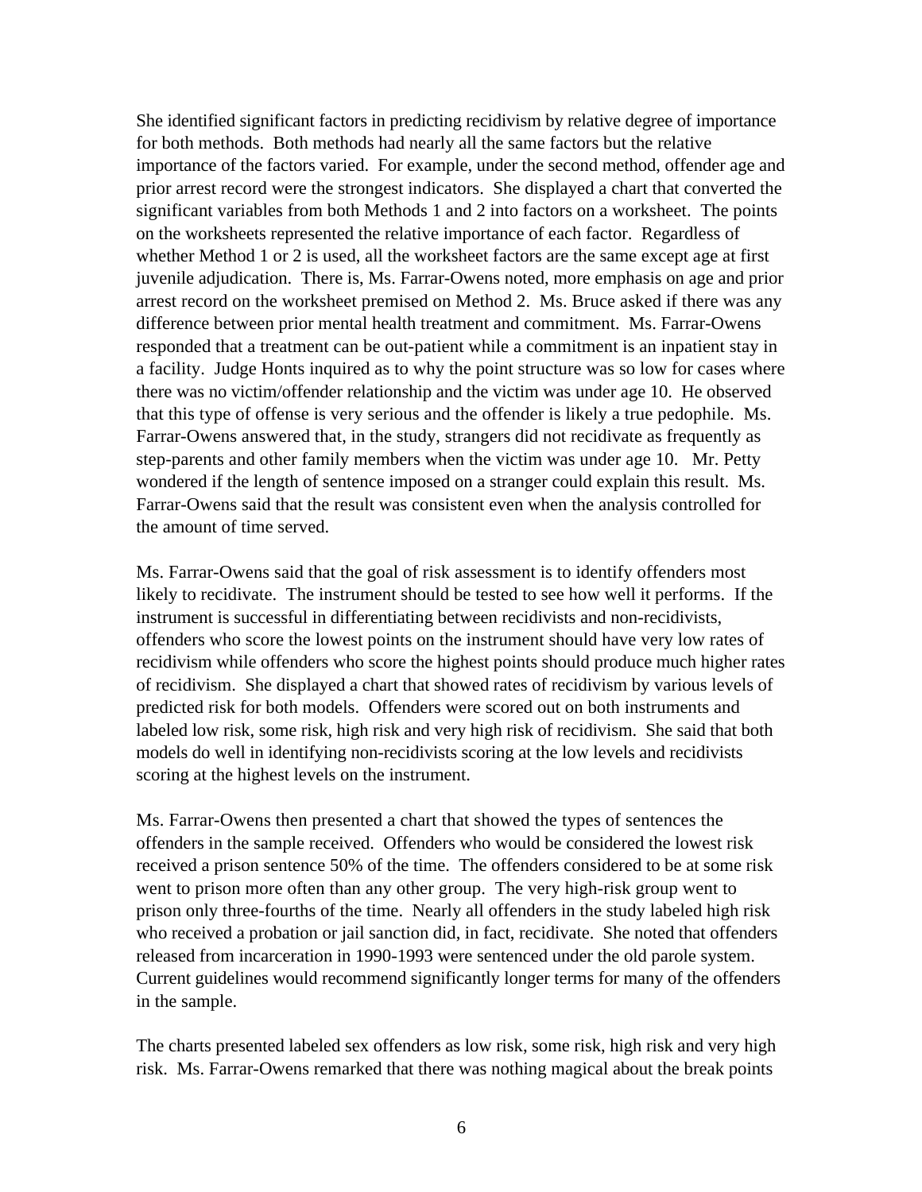She identified significant factors in predicting recidivism by relative degree of importance for both methods. Both methods had nearly all the same factors but the relative importance of the factors varied. For example, under the second method, offender age and prior arrest record were the strongest indicators. She displayed a chart that converted the significant variables from both Methods 1 and 2 into factors on a worksheet. The points on the worksheets represented the relative importance of each factor. Regardless of whether Method 1 or 2 is used, all the worksheet factors are the same except age at first juvenile adjudication. There is, Ms. Farrar-Owens noted, more emphasis on age and prior arrest record on the worksheet premised on Method 2. Ms. Bruce asked if there was any difference between prior mental health treatment and commitment. Ms. Farrar-Owens responded that a treatment can be out-patient while a commitment is an inpatient stay in a facility. Judge Honts inquired as to why the point structure was so low for cases where there was no victim/offender relationship and the victim was under age 10. He observed that this type of offense is very serious and the offender is likely a true pedophile. Ms. Farrar-Owens answered that, in the study, strangers did not recidivate as frequently as step-parents and other family members when the victim was under age 10. Mr. Petty wondered if the length of sentence imposed on a stranger could explain this result. Ms. Farrar-Owens said that the result was consistent even when the analysis controlled for the amount of time served.

Ms. Farrar-Owens said that the goal of risk assessment is to identify offenders most likely to recidivate. The instrument should be tested to see how well it performs. If the instrument is successful in differentiating between recidivists and non-recidivists, offenders who score the lowest points on the instrument should have very low rates of recidivism while offenders who score the highest points should produce much higher rates of recidivism. She displayed a chart that showed rates of recidivism by various levels of predicted risk for both models. Offenders were scored out on both instruments and labeled low risk, some risk, high risk and very high risk of recidivism. She said that both models do well in identifying non-recidivists scoring at the low levels and recidivists scoring at the highest levels on the instrument.

Ms. Farrar-Owens then presented a chart that showed the types of sentences the offenders in the sample received. Offenders who would be considered the lowest risk received a prison sentence 50% of the time. The offenders considered to be at some risk went to prison more often than any other group. The very high-risk group went to prison only three-fourths of the time. Nearly all offenders in the study labeled high risk who received a probation or jail sanction did, in fact, recidivate. She noted that offenders released from incarceration in 1990-1993 were sentenced under the old parole system. Current guidelines would recommend significantly longer terms for many of the offenders in the sample.

The charts presented labeled sex offenders as low risk, some risk, high risk and very high risk. Ms. Farrar-Owens remarked that there was nothing magical about the break points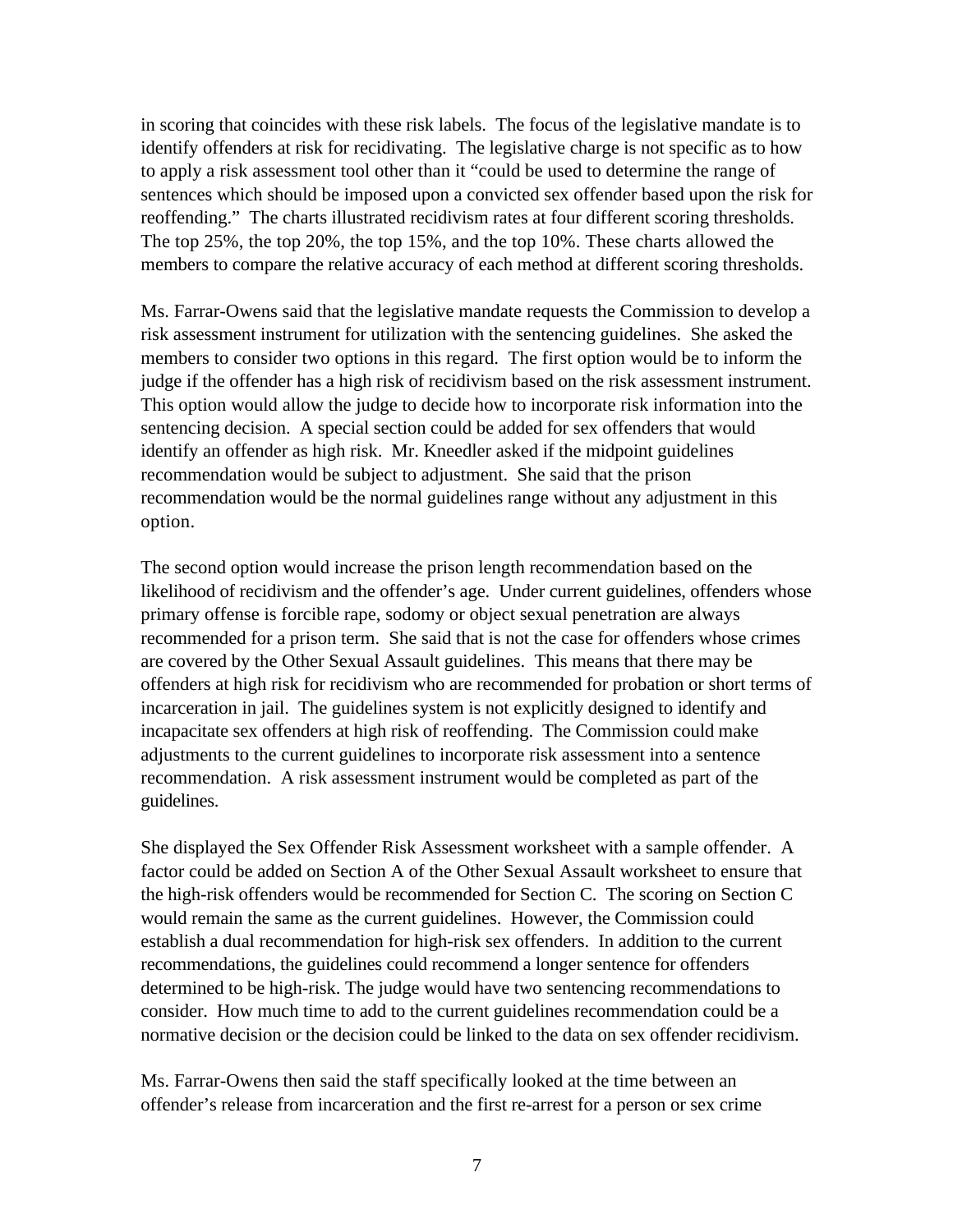in scoring that coincides with these risk labels. The focus of the legislative mandate is to identify offenders at risk for recidivating. The legislative charge is not specific as to how to apply a risk assessment tool other than it "could be used to determine the range of sentences which should be imposed upon a convicted sex offender based upon the risk for reoffending." The charts illustrated recidivism rates at four different scoring thresholds. The top 25%, the top 20%, the top 15%, and the top 10%. These charts allowed the members to compare the relative accuracy of each method at different scoring thresholds.

Ms. Farrar-Owens said that the legislative mandate requests the Commission to develop a risk assessment instrument for utilization with the sentencing guidelines. She asked the members to consider two options in this regard. The first option would be to inform the judge if the offender has a high risk of recidivism based on the risk assessment instrument. This option would allow the judge to decide how to incorporate risk information into the sentencing decision. A special section could be added for sex offenders that would identify an offender as high risk. Mr. Kneedler asked if the midpoint guidelines recommendation would be subject to adjustment. She said that the prison recommendation would be the normal guidelines range without any adjustment in this option.

The second option would increase the prison length recommendation based on the likelihood of recidivism and the offender's age. Under current guidelines, offenders whose primary offense is forcible rape, sodomy or object sexual penetration are always recommended for a prison term. She said that is not the case for offenders whose crimes are covered by the Other Sexual Assault guidelines. This means that there may be offenders at high risk for recidivism who are recommended for probation or short terms of incarceration in jail. The guidelines system is not explicitly designed to identify and incapacitate sex offenders at high risk of reoffending. The Commission could make adjustments to the current guidelines to incorporate risk assessment into a sentence recommendation. A risk assessment instrument would be completed as part of the guidelines.

She displayed the Sex Offender Risk Assessment worksheet with a sample offender. A factor could be added on Section A of the Other Sexual Assault worksheet to ensure that the high-risk offenders would be recommended for Section C. The scoring on Section C would remain the same as the current guidelines. However, the Commission could establish a dual recommendation for high-risk sex offenders. In addition to the current recommendations, the guidelines could recommend a longer sentence for offenders determined to be high-risk. The judge would have two sentencing recommendations to consider. How much time to add to the current guidelines recommendation could be a normative decision or the decision could be linked to the data on sex offender recidivism.

Ms. Farrar-Owens then said the staff specifically looked at the time between an offender's release from incarceration and the first re-arrest for a person or sex crime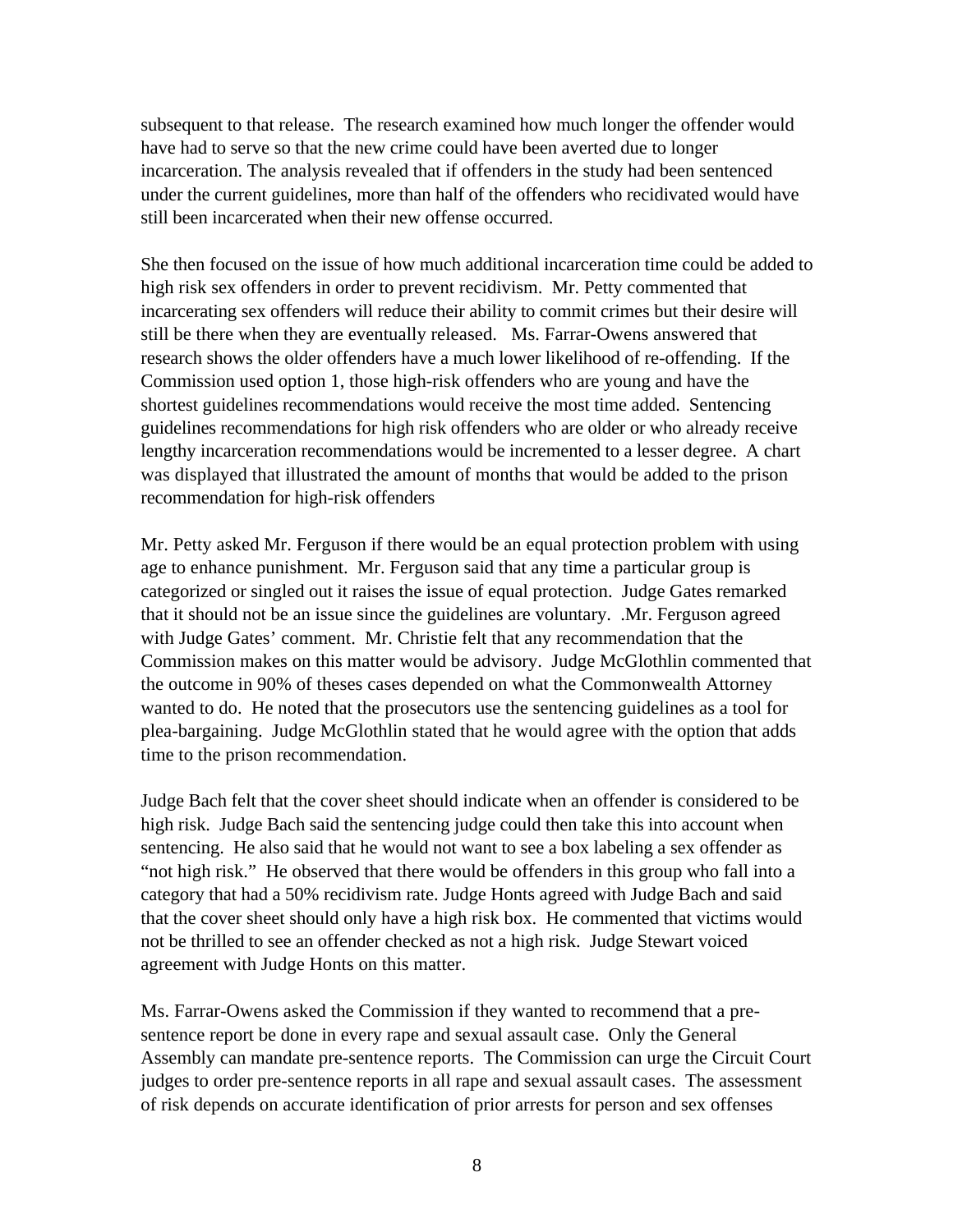subsequent to that release. The research examined how much longer the offender would have had to serve so that the new crime could have been averted due to longer incarceration. The analysis revealed that if offenders in the study had been sentenced under the current guidelines, more than half of the offenders who recidivated would have still been incarcerated when their new offense occurred.

She then focused on the issue of how much additional incarceration time could be added to high risk sex offenders in order to prevent recidivism. Mr. Petty commented that incarcerating sex offenders will reduce their ability to commit crimes but their desire will still be there when they are eventually released. Ms. Farrar-Owens answered that research shows the older offenders have a much lower likelihood of re-offending. If the Commission used option 1, those high-risk offenders who are young and have the shortest guidelines recommendations would receive the most time added. Sentencing guidelines recommendations for high risk offenders who are older or who already receive lengthy incarceration recommendations would be incremented to a lesser degree. A chart was displayed that illustrated the amount of months that would be added to the prison recommendation for high-risk offenders

Mr. Petty asked Mr. Ferguson if there would be an equal protection problem with using age to enhance punishment. Mr. Ferguson said that any time a particular group is categorized or singled out it raises the issue of equal protection. Judge Gates remarked that it should not be an issue since the guidelines are voluntary. .Mr. Ferguson agreed with Judge Gates' comment. Mr. Christie felt that any recommendation that the Commission makes on this matter would be advisory. Judge McGlothlin commented that the outcome in 90% of theses cases depended on what the Commonwealth Attorney wanted to do. He noted that the prosecutors use the sentencing guidelines as a tool for plea-bargaining. Judge McGlothlin stated that he would agree with the option that adds time to the prison recommendation.

Judge Bach felt that the cover sheet should indicate when an offender is considered to be high risk. Judge Bach said the sentencing judge could then take this into account when sentencing. He also said that he would not want to see a box labeling a sex offender as "not high risk." He observed that there would be offenders in this group who fall into a category that had a 50% recidivism rate. Judge Honts agreed with Judge Bach and said that the cover sheet should only have a high risk box. He commented that victims would not be thrilled to see an offender checked as not a high risk. Judge Stewart voiced agreement with Judge Honts on this matter.

Ms. Farrar-Owens asked the Commission if they wanted to recommend that a pre-sentence report be done in every rape and sexual assault case. Only the General Assembly can mandate pre-sentence reports. The Commission can urge the Circuit Court judges to order pre-sentence reports in all rape and sexual assault cases. The assessment of risk depends on accurate identification of prior arrests for person and sex offenses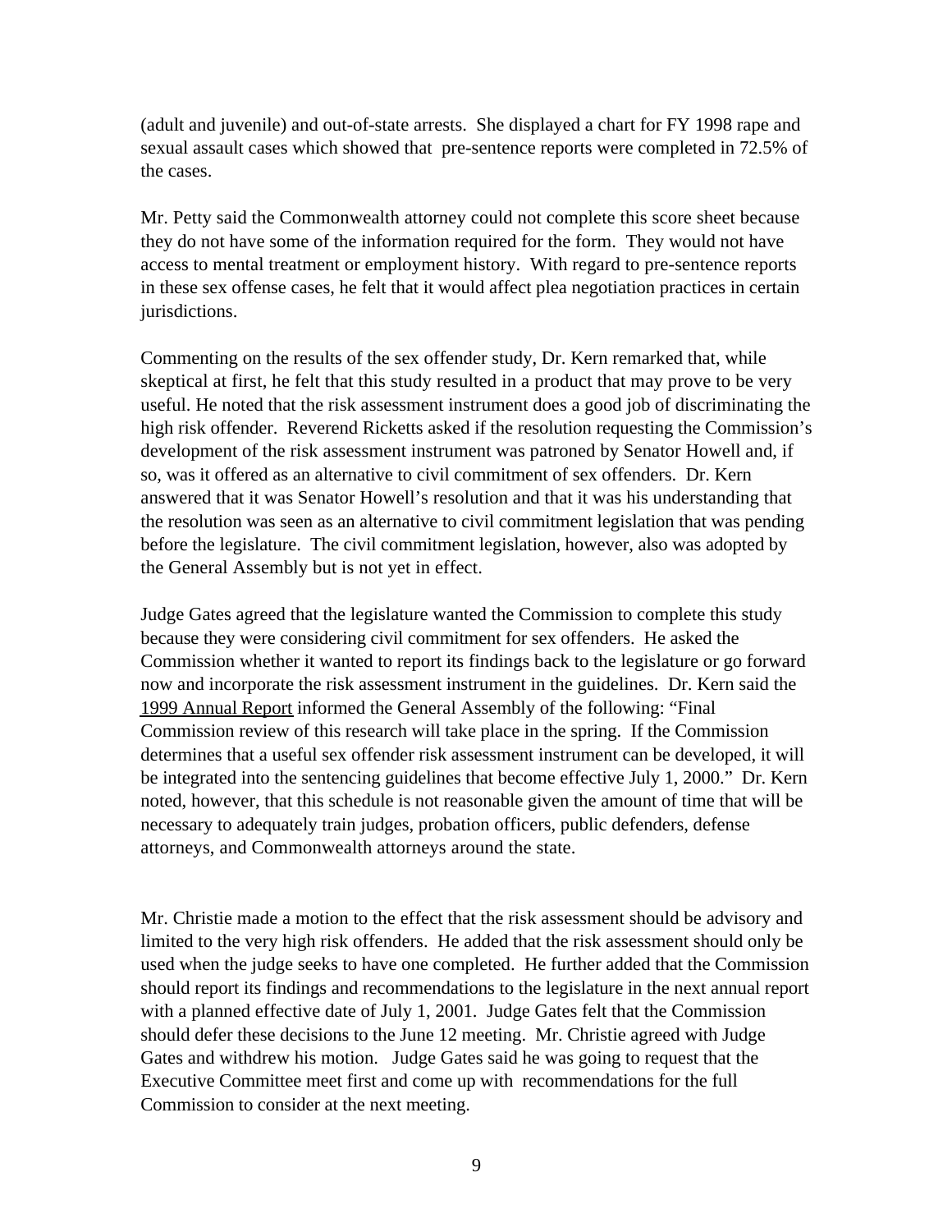(adult and juvenile) and out-of-state arrests. She displayed a chart for FY 1998 rape and sexual assault cases which showed that pre-sentence reports were completed in 72.5% of the cases.

Mr. Petty said the Commonwealth attorney could not complete this score sheet because they do not have some of the information required for the form. They would not have access to mental treatment or employment history. With regard to pre-sentence reports in these sex offense cases, he felt that it would affect plea negotiation practices in certain jurisdictions.

Commenting on the results of the sex offender study, Dr. Kern remarked that, while skeptical at first, he felt that this study resulted in a product that may prove to be very useful. He noted that the risk assessment instrument does a good job of discriminating the high risk offender. Reverend Ricketts asked if the resolution requesting the Commission's development of the risk assessment instrument was patroned by Senator Howell and, if so, was it offered as an alternative to civil commitment of sex offenders. Dr. Kern answered that it was Senator Howell's resolution and that it was his understanding that the resolution was seen as an alternative to civil commitment legislation that was pending before the legislature. The civil commitment legislation, however, also was adopted by the General Assembly but is not yet in effect.

Judge Gates agreed that the legislature wanted the Commission to complete this study because they were considering civil commitment for sex offenders. He asked the Commission whether it wanted to report its findings back to the legislature or go forward now and incorporate the risk assessment instrument in the guidelines. Dr. Kern said the 1999 Annual Report informed the General Assembly of the following: "Final Commission review of this research will take place in the spring. If the Commission determines that a useful sex offender risk assessment instrument can be developed, it will be integrated into the sentencing guidelines that become effective July 1, 2000." Dr. Kern noted, however, that this schedule is not reasonable given the amount of time that will be necessary to adequately train judges, probation officers, public defenders, defense attorneys, and Commonwealth attorneys around the state.

Mr. Christie made a motion to the effect that the risk assessment should be advisory and limited to the very high risk offenders. He added that the risk assessment should only be used when the judge seeks to have one completed. He further added that the Commission should report its findings and recommendations to the legislature in the next annual report with a planned effective date of July 1, 2001. Judge Gates felt that the Commission should defer these decisions to the June 12 meeting. Mr. Christie agreed with Judge Gates and withdrew his motion. Judge Gates said he was going to request that the Executive Committee meet first and come up with recommendations for the full Commission to consider at the next meeting.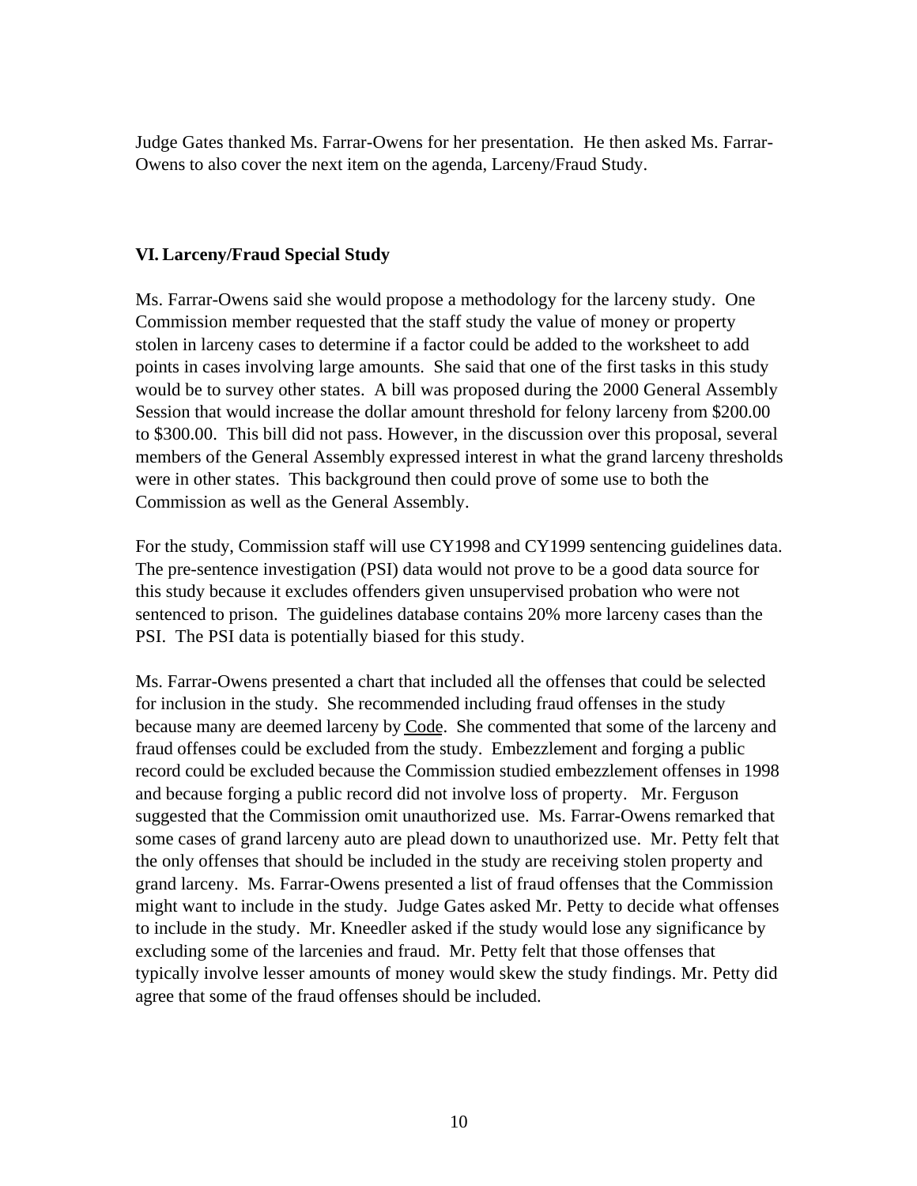Judge Gates thanked Ms. Farrar-Owens for her presentation. He then asked Ms. Farrar-Owens to also cover the next item on the agenda, Larceny/Fraud Study.

## VI. Larceny/Fraud Special Study

Ms. Farrar-Owens said she would propose a methodology for the larceny study. One Commission member requested that the staff study the value of money or property stolen in larceny cases to determine if a factor could be added to the worksheet to add points in cases involving large amounts. She said that one of the first tasks in this study would be to survey other states. A bill was proposed during the 2000 General Assembly Session that would increase the dollar amount threshold for felony larceny from $200.00 to $300.00. This bill did not pass. However, in the discussion over this proposal, several members of the General Assembly expressed interest in what the grand larceny thresholds were in other states. This background then could prove of some use to both the Commission as well as the General Assembly.

For the study, Commission staff will use CY1998 and CY1999 sentencing guidelines data. The pre-sentence investigation (PSI) data would not prove to be a good data source for this study because it excludes offenders given unsupervised probation who were not sentenced to prison. The guidelines database contains 20% more larceny cases than the PSI. The PSI data is potentially biased for this study.

Ms. Farrar-Owens presented a chart that included all the offenses that could be selected for inclusion in the study. She recommended including fraud offenses in the study because many are deemed larceny by Code. She commented that some of the larceny and fraud offenses could be excluded from the study. Embezzlement and forging a public record could be excluded because the Commission studied embezzlement offenses in 1998 and because forging a public record did not involve loss of property. Mr. Ferguson suggested that the Commission omit unauthorized use. Ms. Farrar-Owens remarked that some cases of grand larceny auto are plead down to unauthorized use. Mr. Petty felt that the only offenses that should be included in the study are receiving stolen property and grand larceny. Ms. Farrar-Owens presented a list of fraud offenses that the Commission might want to include in the study. Judge Gates asked Mr. Petty to decide what offenses to include in the study. Mr. Kneedler asked if the study would lose any significance by excluding some of the larcenies and fraud. Mr. Petty felt that those offenses that typically involve lesser amounts of money would skew the study findings. Mr. Petty did agree that some of the fraud offenses should be included.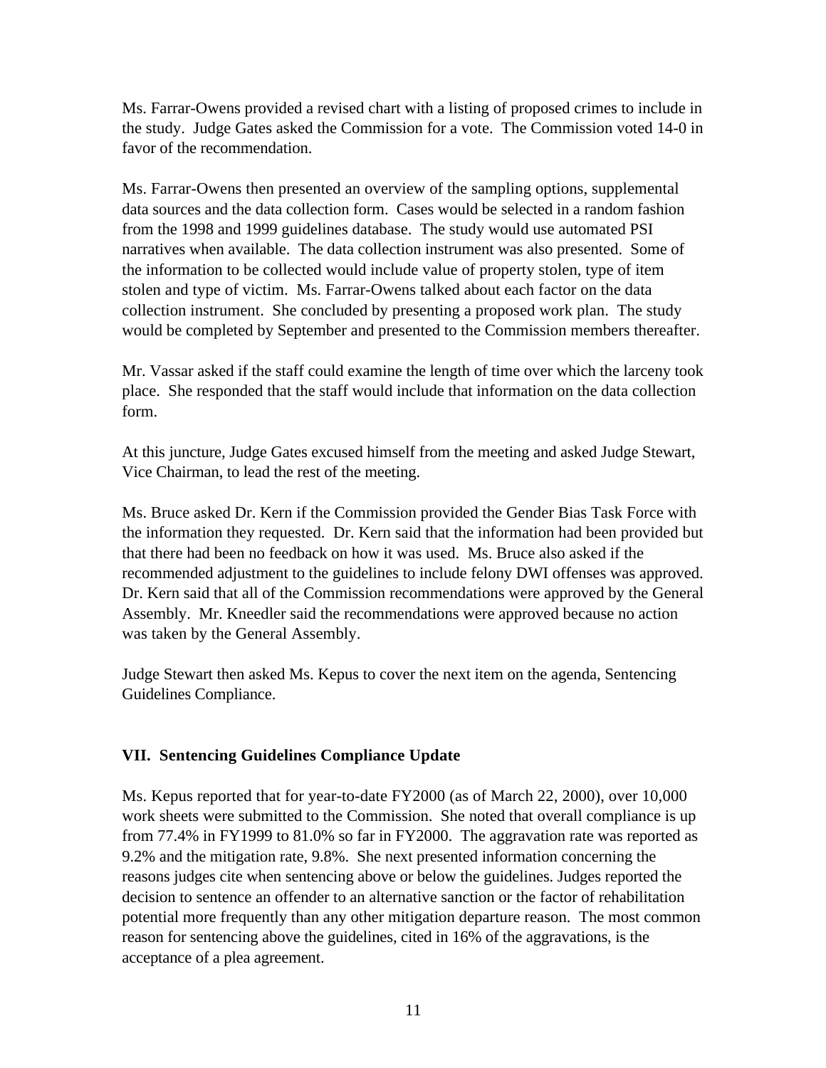Ms. Farrar-Owens provided a revised chart with a listing of proposed crimes to include in the study. Judge Gates asked the Commission for a vote. The Commission voted 14-0 in favor of the recommendation.

Ms. Farrar-Owens then presented an overview of the sampling options, supplemental data sources and the data collection form. Cases would be selected in a random fashion from the 1998 and 1999 guidelines database. The study would use automated PSI narratives when available. The data collection instrument was also presented. Some of the information to be collected would include value of property stolen, type of item stolen and type of victim. Ms. Farrar-Owens talked about each factor on the data collection instrument. She concluded by presenting a proposed work plan. The study would be completed by September and presented to the Commission members thereafter.

Mr. Vassar asked if the staff could examine the length of time over which the larceny took place. She responded that the staff would include that information on the data collection form.

At this juncture, Judge Gates excused himself from the meeting and asked Judge Stewart, Vice Chairman, to lead the rest of the meeting.

Ms. Bruce asked Dr. Kern if the Commission provided the Gender Bias Task Force with the information they requested. Dr. Kern said that the information had been provided but that there had been no feedback on how it was used. Ms. Bruce also asked if the recommended adjustment to the guidelines to include felony DWI offenses was approved. Dr. Kern said that all of the Commission recommendations were approved by the General Assembly. Mr. Kneedler said the recommendations were approved because no action was taken by the General Assembly.

Judge Stewart then asked Ms. Kepus to cover the next item on the agenda, Sentencing Guidelines Compliance.

## VII. Sentencing Guidelines Compliance Update

Ms. Kepus reported that for year-to-date FY2000 (as of March 22, 2000), over 10,000 work sheets were submitted to the Commission. She noted that overall compliance is up from 77.4% in FY1999 to 81.0% so far in FY2000. The aggravation rate was reported as 9.2% and the mitigation rate, 9.8%. She next presented information concerning the reasons judges cite when sentencing above or below the guidelines. Judges reported the decision to sentence an offender to an alternative sanction or the factor of rehabilitation potential more frequently than any other mitigation departure reason. The most common reason for sentencing above the guidelines, cited in 16% of the aggravations, is the acceptance of a plea agreement.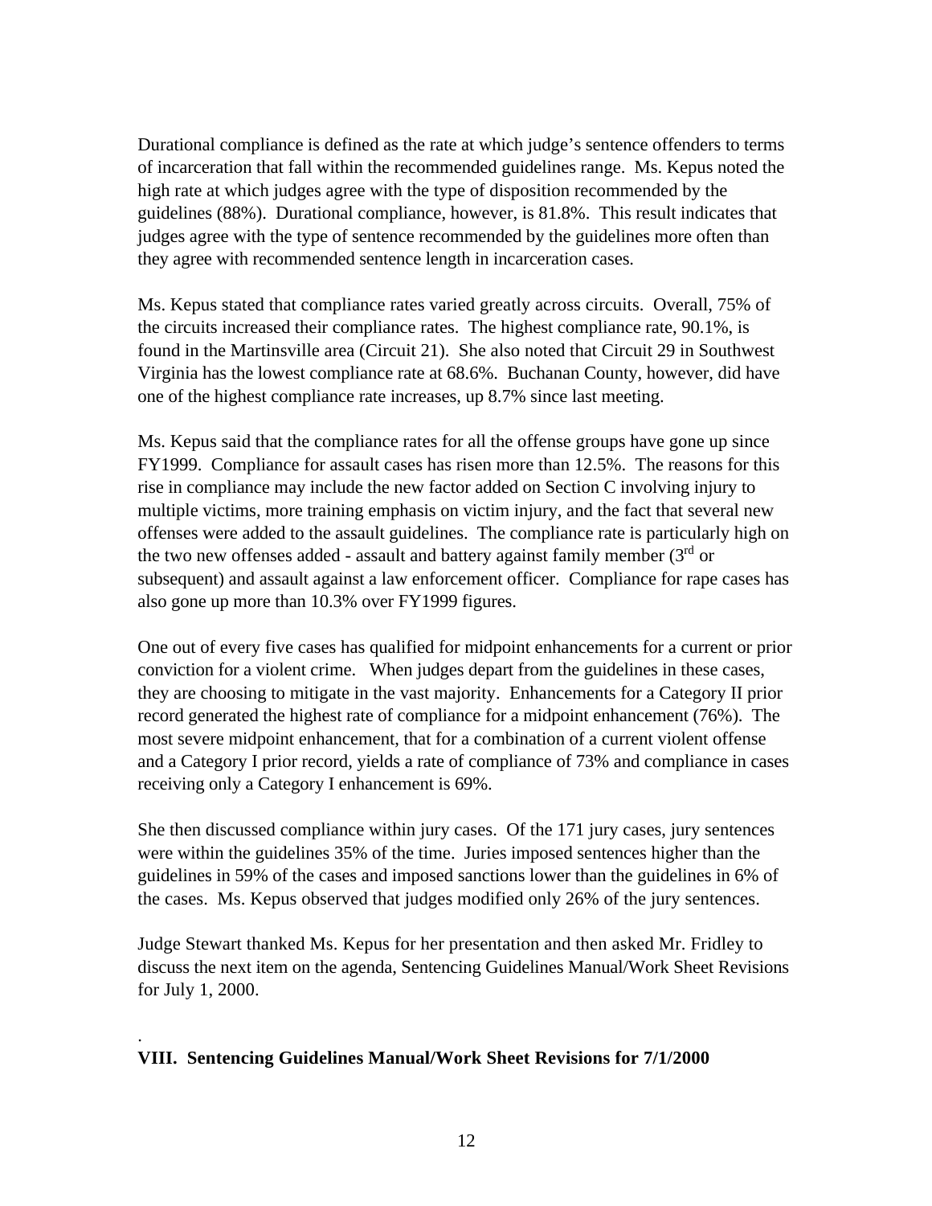Durational compliance is defined as the rate at which judge's sentence offenders to terms of incarceration that fall within the recommended guidelines range. Ms. Kepus noted the high rate at which judges agree with the type of disposition recommended by the guidelines (88%). Durational compliance, however, is 81.8%. This result indicates that judges agree with the type of sentence recommended by the guidelines more often than they agree with recommended sentence length in incarceration cases.

Ms. Kepus stated that compliance rates varied greatly across circuits. Overall, 75% of the circuits increased their compliance rates. The highest compliance rate, 90.1%, is found in the Martinsville area (Circuit 21). She also noted that Circuit 29 in Southwest Virginia has the lowest compliance rate at 68.6%. Buchanan County, however, did have one of the highest compliance rate increases, up 8.7% since last meeting.

Ms. Kepus said that the compliance rates for all the offense groups have gone up since FY1999. Compliance for assault cases has risen more than 12.5%. The reasons for this rise in compliance may include the new factor added on Section C involving injury to multiple victims, more training emphasis on victim injury, and the fact that several new offenses were added to the assault guidelines. The compliance rate is particularly high on the two new offenses added - assault and battery against family member (3rd or subsequent) and assault against a law enforcement officer. Compliance for rape cases has also gone up more than 10.3% over FY1999 figures.

One out of every five cases has qualified for midpoint enhancements for a current or prior conviction for a violent crime. When judges depart from the guidelines in these cases, they are choosing to mitigate in the vast majority. Enhancements for a Category II prior record generated the highest rate of compliance for a midpoint enhancement (76%). The most severe midpoint enhancement, that for a combination of a current violent offense and a Category I prior record, yields a rate of compliance of 73% and compliance in cases receiving only a Category I enhancement is 69%.

She then discussed compliance within jury cases. Of the 171 jury cases, jury sentences were within the guidelines 35% of the time. Juries imposed sentences higher than the guidelines in 59% of the cases and imposed sanctions lower than the guidelines in 6% of the cases. Ms. Kepus observed that judges modified only 26% of the jury sentences.

Judge Stewart thanked Ms. Kepus for her presentation and then asked Mr. Fridley to discuss the next item on the agenda, Sentencing Guidelines Manual/Work Sheet Revisions for July 1, 2000.

.

**VIII. Sentencing Guidelines Manual/Work Sheet Revisions for 7/1/2000**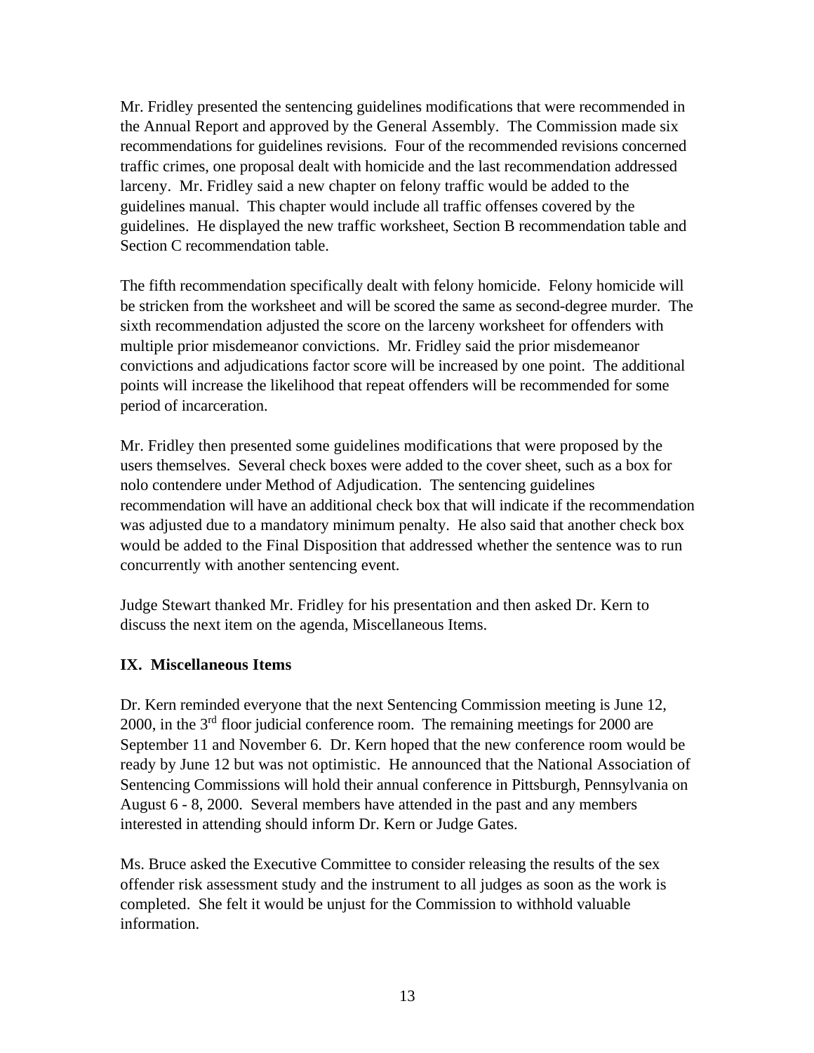Mr. Fridley presented the sentencing guidelines modifications that were recommended in the Annual Report and approved by the General Assembly. The Commission made six recommendations for guidelines revisions. Four of the recommended revisions concerned traffic crimes, one proposal dealt with homicide and the last recommendation addressed larceny. Mr. Fridley said a new chapter on felony traffic would be added to the guidelines manual. This chapter would include all traffic offenses covered by the guidelines. He displayed the new traffic worksheet, Section B recommendation table and Section C recommendation table.

The fifth recommendation specifically dealt with felony homicide. Felony homicide will be stricken from the worksheet and will be scored the same as second-degree murder. The sixth recommendation adjusted the score on the larceny worksheet for offenders with multiple prior misdemeanor convictions. Mr. Fridley said the prior misdemeanor convictions and adjudications factor score will be increased by one point. The additional points will increase the likelihood that repeat offenders will be recommended for some period of incarceration.

Mr. Fridley then presented some guidelines modifications that were proposed by the users themselves. Several check boxes were added to the cover sheet, such as a box for nolo contendere under Method of Adjudication. The sentencing guidelines recommendation will have an additional check box that will indicate if the recommendation was adjusted due to a mandatory minimum penalty. He also said that another check box would be added to the Final Disposition that addressed whether the sentence was to run concurrently with another sentencing event.

Judge Stewart thanked Mr. Fridley for his presentation and then asked Dr. Kern to discuss the next item on the agenda, Miscellaneous Items.

## IX. Miscellaneous Items

Dr. Kern reminded everyone that the next Sentencing Commission meeting is June 12, 2000, in the 3rd floor judicial conference room. The remaining meetings for 2000 are September 11 and November 6. Dr. Kern hoped that the new conference room would be ready by June 12 but was not optimistic. He announced that the National Association of Sentencing Commissions will hold their annual conference in Pittsburgh, Pennsylvania on August 6 - 8, 2000. Several members have attended in the past and any members interested in attending should inform Dr. Kern or Judge Gates.

Ms. Bruce asked the Executive Committee to consider releasing the results of the sex offender risk assessment study and the instrument to all judges as soon as the work is completed. She felt it would be unjust for the Commission to withhold valuable information.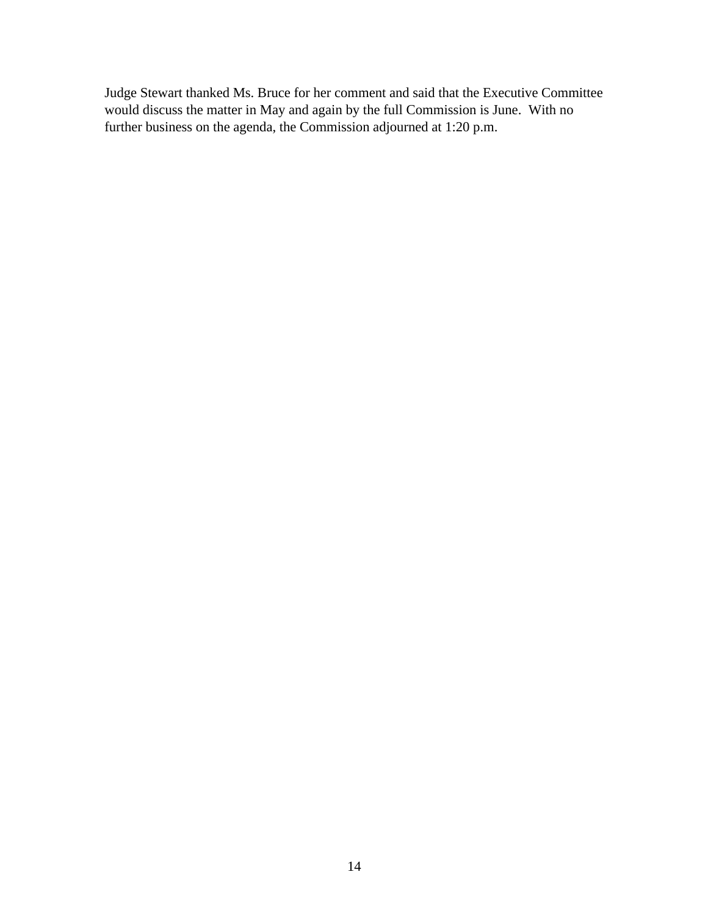Judge Stewart thanked Ms. Bruce for her comment and said that the Executive Committee would discuss the matter in May and again by the full Commission is June. With no further business on the agenda, the Commission adjourned at 1:20 p.m.